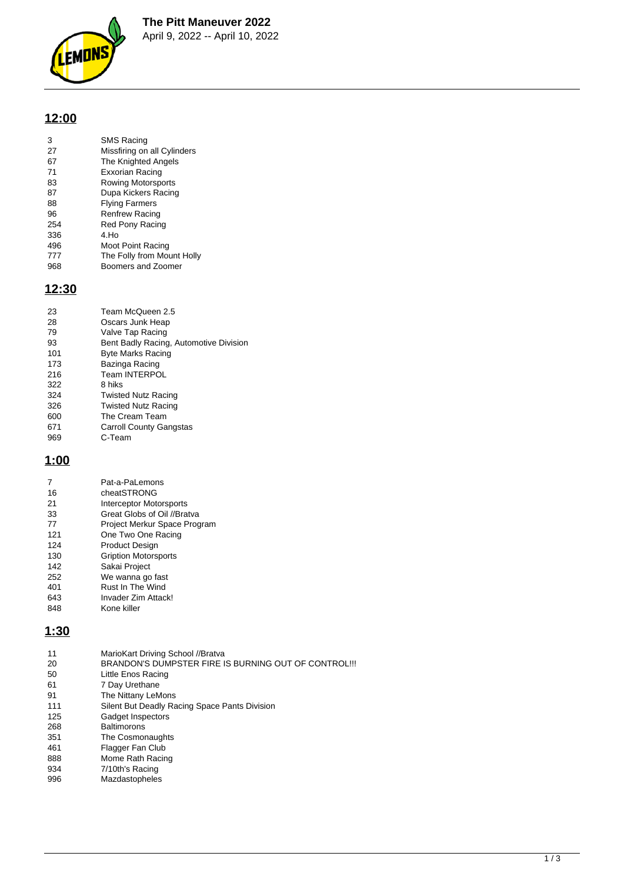# The Pitt Maneuver 2022

April 9, 2022 -- April 10, 2022

## 12:00

| | |
|---|---|
| 3 | SMS Racing |
| 27 | Missfiring on all Cylinders |
| 67 | The Knighted Angels |
| 71 | Exxorian Racing |
| 83 | Rowing Motorsports |
| 87 | Dupa Kickers Racing |
| 88 | Flying Farmers |
| 96 | Renfrew Racing |
| 254 | Red Pony Racing |
| 336 | 4.Ho |
| 496 | Moot Point Racing |
| 777 | The Folly from Mount Holly |
| 968 | Boomers and Zoomer |

## 12:30

| | |
|---|---|
| 23 | Team McQueen 2.5 |
| 28 | Oscars Junk Heap |
| 79 | Valve Tap Racing |
| 93 | Bent Badly Racing, Automotive Division |
| 101 | Byte Marks Racing |
| 173 | Bazinga Racing |
| 216 | Team INTERPOL |
| 322 | 8 hiks |
| 324 | Twisted Nutz Racing |
| 326 | Twisted Nutz Racing |
| 600 | The Cream Team |
| 671 | Carroll County Gangstas |
| 969 | C-Team |

## 1:00

| | |
|---|---|
| 7 | Pat-a-PaLemons |
| 16 | cheatSTRONG |
| 21 | Interceptor Motorsports |
| 33 | Great Globs of Oil //Bratva |
| 77 | Project Merkur Space Program |
| 121 | One Two One Racing |
| 124 | Product Design |
| 130 | Gription Motorsports |
| 142 | Sakai Project |
| 252 | We wanna go fast |
| 401 | Rust In The Wind |
| 643 | Invader Zim Attack! |
| 848 | Kone killer |

## 1:30

| | |
|---|---|
| 11 | MarioKart Driving School //Bratva |
| 20 | BRANDON'S DUMPSTER FIRE IS BURNING OUT OF CONTROL!!! |
| 50 | Little Enos Racing |
| 61 | 7 Day Urethane |
| 91 | The Nittany LeMons |
| 111 | Silent But Deadly Racing Space Pants Division |
| 125 | Gadget Inspectors |
| 268 | Baltimorons |
| 351 | The Cosmonaughts |
| 461 | Flagger Fan Club |
| 888 | Mome Rath Racing |
| 934 | 7/10th's Racing |
| 996 | Mazdastopheles |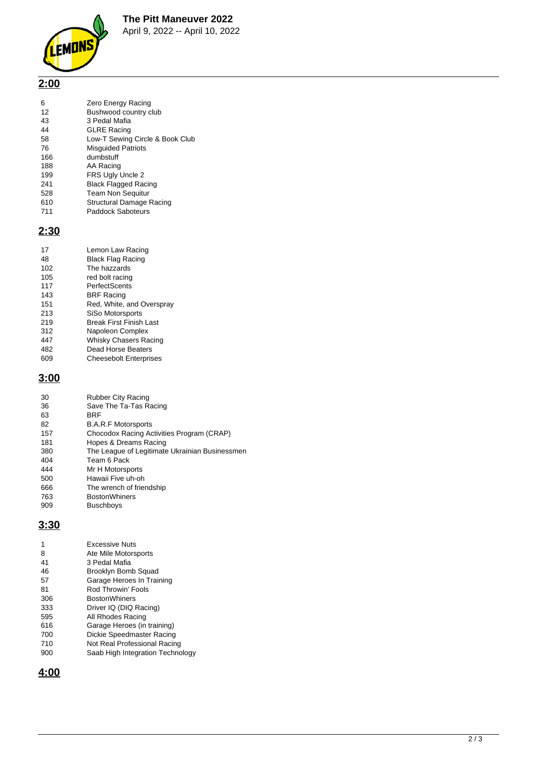# The Pitt Maneuver 2022

April 9, 2022 -- April 10, 2022

## 2:00

| | |
|---|---|
| 6 | Zero Energy Racing |
| 12 | Bushwood country club |
| 43 | 3 Pedal Mafia |
| 44 | GLRE Racing |
| 58 | Low-T Sewing Circle & Book Club |
| 76 | Misguided Patriots |
| 166 | dumbstuff |
| 188 | AA Racing |
| 199 | FRS Ugly Uncle 2 |
| 241 | Black Flagged Racing |
| 528 | Team Non Sequitur |
| 610 | Structural Damage Racing |
| 711 | Paddock Saboteurs |

## 2:30

| | |
|---|---|
| 17 | Lemon Law Racing |
| 48 | Black Flag Racing |
| 102 | The hazzards |
| 105 | red bolt racing |
| 117 | PerfectScents |
| 143 | BRF Racing |
| 151 | Red, White, and Overspray |
| 213 | SiSo Motorsports |
| 219 | Break First Finish Last |
| 312 | Napoleon Complex |
| 447 | Whisky Chasers Racing |
| 482 | Dead Horse Beaters |
| 609 | Cheesebolt Enterprises |

## 3:00

| | |
|---|---|
| 30 | Rubber City Racing |
| 36 | Save The Ta-Tas Racing |
| 63 | BRF |
| 82 | B.A.R.F Motorsports |
| 157 | Chocodox Racing Activities Program (CRAP) |
| 181 | Hopes & Dreams Racing |
| 380 | The League of Legitimate Ukrainian Businessmen |
| 404 | Team 6 Pack |
| 444 | Mr H Motorsports |
| 500 | Hawaii Five uh-oh |
| 666 | The wrench of friendship |
| 763 | BostonWhiners |
| 909 | Buschboys |

## 3:30

| | |
|---|---|
| 1 | Excessive Nuts |
| 8 | Ate Mile Motorsports |
| 41 | 3 Pedal Mafia |
| 46 | Brooklyn Bomb Squad |
| 57 | Garage Heroes In Training |
| 81 | Rod Throwin' Fools |
| 306 | BostonWhiners |
| 333 | Driver IQ (DIQ Racing) |
| 595 | All Rhodes Racing |
| 616 | Garage Heroes (in training) |
| 700 | Dickie Speedmaster Racing |
| 710 | Not Real Professional Racing |
| 900 | Saab High Integration Technology |

## 4:00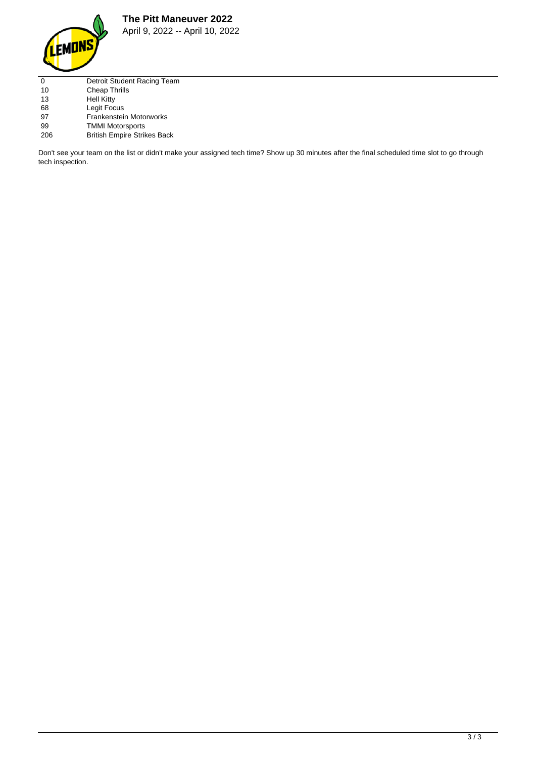| | |
|---|---|
| 0 | Detroit Student Racing Team |
| 10 | Cheap Thrills |
| 13 | Hell Kitty |
| 68 | Legit Focus |
| 97 | Frankenstein Motorworks |
| 99 | TMMI Motorsports |
| 206 | British Empire Strikes Back |

Don't see your team on the list or didn't make your assigned tech time? Show up 30 minutes after the final scheduled time slot to go through tech inspection.